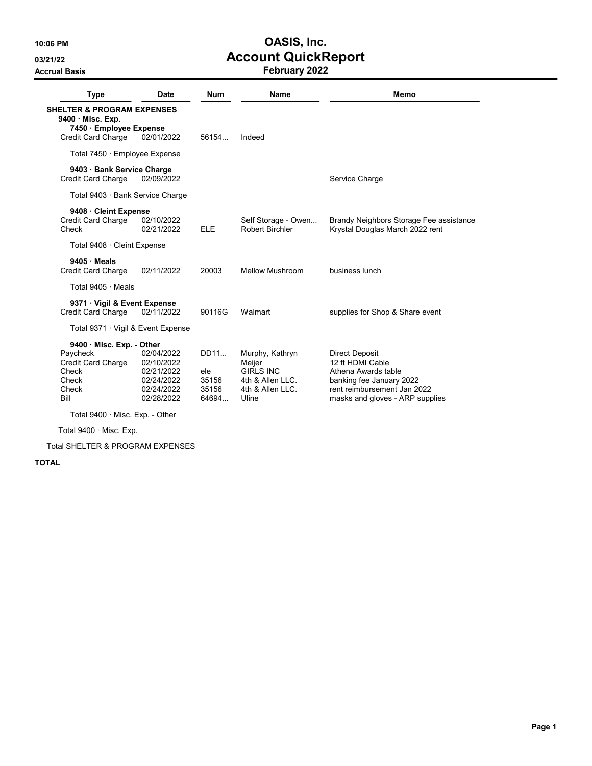# OASIS, Inc.

## Account QuickReport

### February 2022

10:06 PM
03/21/22
Accrual Basis

| Type | Date | Num | Name | Memo |
|---|---|---|---|---|
| **SHELTER & PROGRAM EXPENSES** | | | | |
| **9400 · Misc. Exp.** | | | | |
| **7450 · Employee Expense** | | | | |
| Credit Card Charge | 02/01/2022 | 56154... | Indeed | |
| Total 7450 · Employee Expense | | | | |
| **9403 · Bank Service Charge** | | | | |
| Credit Card Charge | 02/09/2022 | | | Service Charge |
| Total 9403 · Bank Service Charge | | | | |
| **9408 · Cleint Expense** | | | | |
| Credit Card Charge | 02/10/2022 | | Self Storage - Owen... | Brandy Neighbors Storage Fee assistance |
| Check | 02/21/2022 | ELE | Robert Birchler | Krystal Douglas March 2022 rent |
| Total 9408 · Cleint Expense | | | | |
| **9405 · Meals** | | | | |
| Credit Card Charge | 02/11/2022 | 20003 | Mellow Mushroom | business lunch |
| Total 9405 · Meals | | | | |
| **9371 · Vigil & Event Expense** | | | | |
| Credit Card Charge | 02/11/2022 | 90116G | Walmart | supplies for Shop & Share event |
| Total 9371 · Vigil & Event Expense | | | | |
| **9400 · Misc. Exp. - Other** | | | | |
| Paycheck | 02/04/2022 | DD11... | Murphy, Kathryn | Direct Deposit |
| Credit Card Charge | 02/10/2022 | | Meijer | 12 ft HDMI Cable |
| Check | 02/21/2022 | ele | GIRLS INC | Athena Awards table |
| Check | 02/24/2022 | 35156 | 4th & Allen LLC. | banking fee January 2022 |
| Check | 02/24/2022 | 35156 | 4th & Allen LLC. | rent reimbursement Jan 2022 |
| Bill | 02/28/2022 | 64694... | Uline | masks and gloves - ARP supplies |
| Total 9400 · Misc. Exp. - Other | | | | |
| Total 9400 · Misc. Exp. | | | | |
| Total SHELTER & PROGRAM EXPENSES | | | | |
| **TOTAL** | | | | |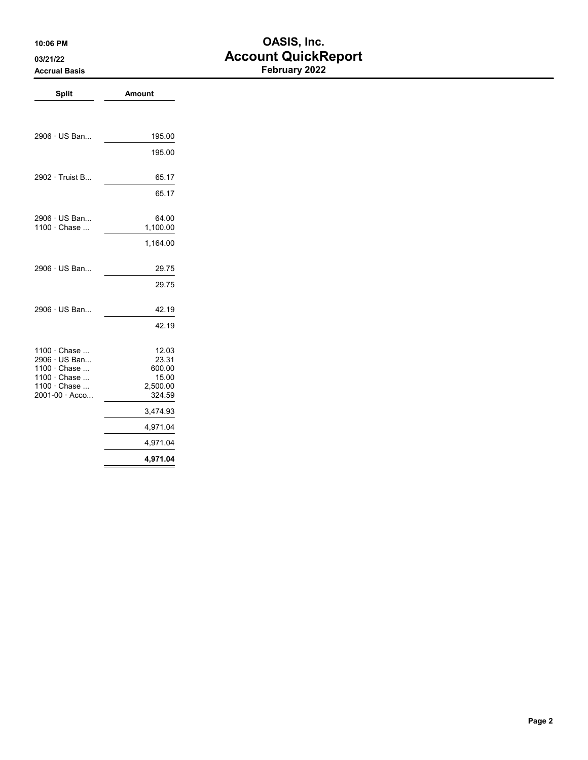# OASIS, Inc.
## Account QuickReport
### February 2022

10:06 PM
03/21/22
Accrual Basis

| Split | Amount |
|---|---|
| 2906 · US Ban... | 195.00 |
| | 195.00 |
| 2902 · Truist B... | 65.17 |
| | 65.17 |
| 2906 · US Ban... | 64.00 |
| 1100 · Chase ... | 1,100.00 |
| | 1,164.00 |
| 2906 · US Ban... | 29.75 |
| | 29.75 |
| 2906 · US Ban... | 42.19 |
| | 42.19 |
| 1100 · Chase ... | 12.03 |
| 2906 · US Ban... | 23.31 |
| 1100 · Chase ... | 600.00 |
| 1100 · Chase ... | 15.00 |
| 1100 · Chase ... | 2,500.00 |
| 2001-00 · Acco... | 324.59 |
| | 3,474.93 |
| | 4,971.04 |
| | 4,971.04 |
| | **4,971.04** |